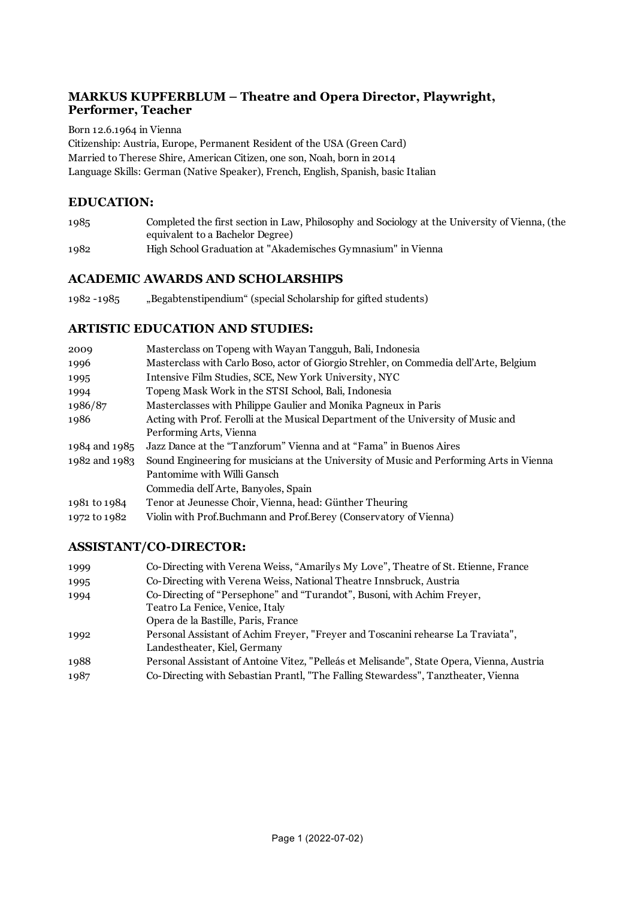## MARKUS KUPFERBLUM – Theatre and Opera Director, Playwright, Performer, Teacher

Born 12.6.1964 in Vienna
Citizenship: Austria, Europe, Permanent Resident of the USA (Green Card)
Married to Therese Shire, American Citizen, one son, Noah, born in 2014
Language Skills: German (Native Speaker), French, English, Spanish, basic Italian

### EDUCATION:

| | |
|---|---|
| 1985 | Completed the first section in Law, Philosophy and Sociology at the University of Vienna, (the equivalent to a Bachelor Degree) |
| 1982 | High School Graduation at "Akademisches Gymnasium" in Vienna |

### ACADEMIC AWARDS AND SCHOLARSHIPS

| | |
|---|---|
| 1982 -1985 | „Begabtenstipendium“ (special Scholarship for gifted students) |

### ARTISTIC EDUCATION AND STUDIES:

| | |
|---|---|
| 2009 | Masterclass on Topeng with Wayan Tangguh, Bali, Indonesia |
| 1996 | Masterclass with Carlo Boso, actor of Giorgio Strehler, on Commedia dell'Arte, Belgium |
| 1995 | Intensive Film Studies, SCE, New York University, NYC |
| 1994 | Topeng Mask Work in the STSI School, Bali, Indonesia |
| 1986/87 | Masterclasses with Philippe Gaulier and Monika Pagneux in Paris |
| 1986 | Acting with Prof. Ferolli at the Musical Department of the University of Music and Performing Arts, Vienna |
| 1984 and 1985 | Jazz Dance at the “Tanzforum” Vienna and at “Fama” in Buenos Aires |
| 1982 and 1983 | Sound Engineering for musicians at the University of Music and Performing Arts in Vienna<br>Pantomime with Willi Gansch<br>Commedia dell´Arte, Banyoles, Spain |
| 1981 to 1984 | Tenor at Jeunesse Choir, Vienna, head: Günther Theuring |
| 1972 to 1982 | Violin with Prof.Buchmann and Prof.Berey (Conservatory of Vienna) |

### ASSISTANT/CO-DIRECTOR:

| | |
|---|---|
| 1999 | Co-Directing with Verena Weiss, “Amarilys My Love”, Theatre of St. Etienne, France |
| 1995 | Co-Directing with Verena Weiss, National Theatre Innsbruck, Austria |
| 1994 | Co-Directing of “Persephone” and “Turandot”, Busoni, with Achim Freyer,<br>Teatro La Fenice, Venice, Italy<br>Opera de la Bastille, Paris, France |
| 1992 | Personal Assistant of Achim Freyer, "Freyer and Toscanini rehearse La Traviata", Landestheater, Kiel, Germany |
| 1988 | Personal Assistant of Antoine Vitez, "Pelleás et Melisande", State Opera, Vienna, Austria |
| 1987 | Co-Directing with Sebastian Prantl, "The Falling Stewardess", Tanztheater, Vienna |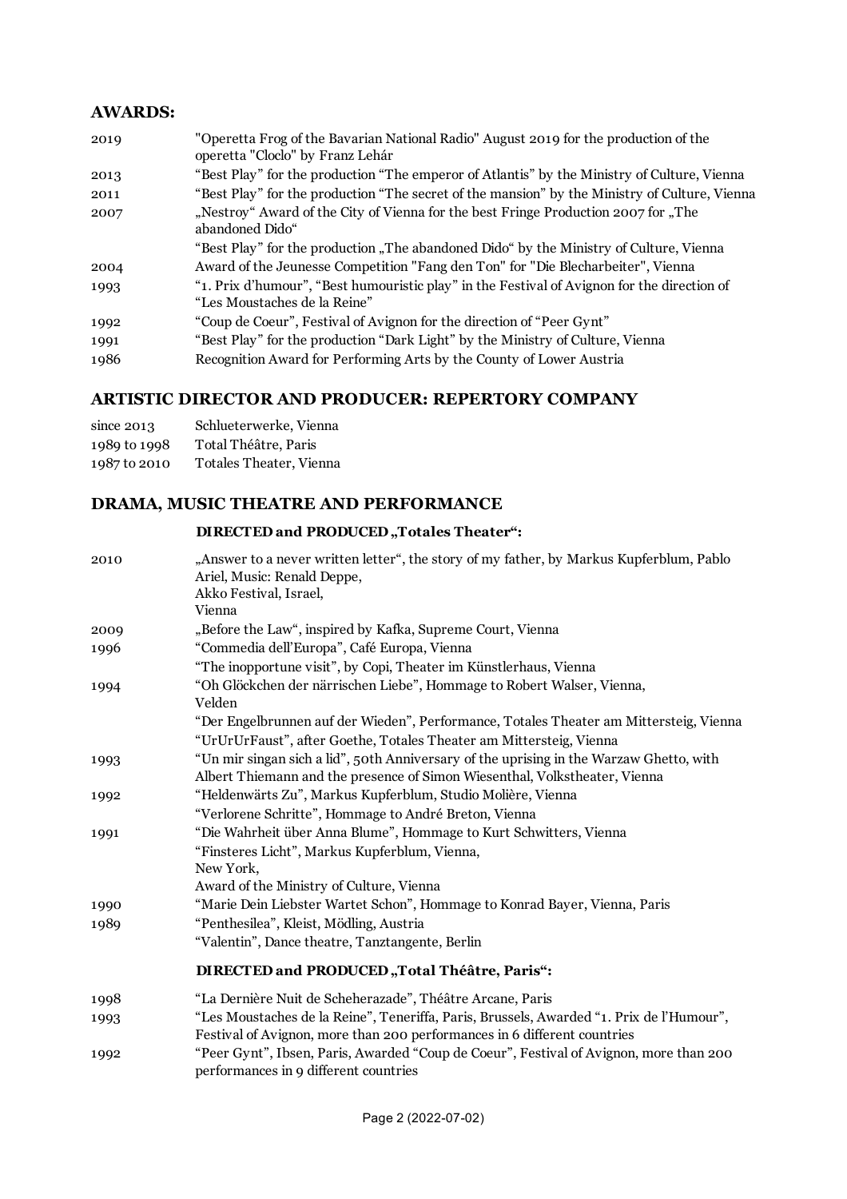## AWARDS:

| | |
|---|---|
| 2019 | "Operetta Frog of the Bavarian National Radio" August 2019 for the production of the operetta "Cloclo" by Franz Lehár |
| 2013 | "Best Play" for the production "The emperor of Atlantis" by the Ministry of Culture, Vienna |
| 2011 | "Best Play" for the production "The secret of the mansion" by the Ministry of Culture, Vienna |
| 2007 | „Nestroy" Award of the City of Vienna for the best Fringe Production 2007 for „The abandoned Dido" |
| | "Best Play" for the production „The abandoned Dido" by the Ministry of Culture, Vienna |
| 2004 | Award of the Jeunesse Competition "Fang den Ton" for "Die Blecharbeiter", Vienna |
| 1993 | "1. Prix d'humour", "Best humouristic play" in the Festival of Avignon for the direction of "Les Moustaches de la Reine" |
| 1992 | "Coup de Coeur", Festival of Avignon for the direction of "Peer Gynt" |
| 1991 | "Best Play" for the production "Dark Light" by the Ministry of Culture, Vienna |
| 1986 | Recognition Award for Performing Arts by the County of Lower Austria |

## ARTISTIC DIRECTOR AND PRODUCER: REPERTORY COMPANY

| | |
|---|---|
| since 2013 | Schlueterwerke, Vienna |
| 1989 to 1998 | Total Théâtre, Paris |
| 1987 to 2010 | Totales Theater, Vienna |

## DRAMA, MUSIC THEATRE AND PERFORMANCE

### DIRECTED and PRODUCED „Totales Theater":

| | |
|---|---|
| 2010 | „Answer to a never written letter", the story of my father, by Markus Kupferblum, Pablo Ariel, Music: Renald Deppe, Akko Festival, Israel, Vienna |
| 2009 | „Before the Law", inspired by Kafka, Supreme Court, Vienna |
| 1996 | "Commedia dell'Europa", Café Europa, Vienna |
| | "The inopportune visit", by Copi, Theater im Künstlerhaus, Vienna |
| 1994 | "Oh Glöckchen der närrischen Liebe", Hommage to Robert Walser, Vienna, Velden |
| | "Der Engelbrunnen auf der Wieden", Performance, Totales Theater am Mittersteig, Vienna |
| | "UrUrUrFaust", after Goethe, Totales Theater am Mittersteig, Vienna |
| 1993 | "Un mir singan sich a lid", 50th Anniversary of the uprising in the Warzaw Ghetto, with Albert Thiemann and the presence of Simon Wiesenthal, Volkstheater, Vienna |
| 1992 | "Heldenwärts Zu", Markus Kupferblum, Studio Molière, Vienna |
| | "Verlorene Schritte", Hommage to André Breton, Vienna |
| 1991 | "Die Wahrheit über Anna Blume", Hommage to Kurt Schwitters, Vienna |
| | "Finsteres Licht", Markus Kupferblum, Vienna, New York, Award of the Ministry of Culture, Vienna |
| 1990 | "Marie Dein Liebster Wartet Schon", Hommage to Konrad Bayer, Vienna, Paris |
| 1989 | "Penthesilea", Kleist, Mödling, Austria |
| | "Valentin", Dance theatre, Tanztangente, Berlin |

### DIRECTED and PRODUCED „Total Théâtre, Paris":

| | |
|---|---|
| 1998 | "La Dernière Nuit de Scheherazade", Théâtre Arcane, Paris |
| 1993 | "Les Moustaches de la Reine", Teneriffa, Paris, Brussels, Awarded "1. Prix de l'Humour", Festival of Avignon, more than 200 performances in 6 different countries |
| 1992 | "Peer Gynt", Ibsen, Paris, Awarded "Coup de Coeur", Festival of Avignon, more than 200 performances in 9 different countries |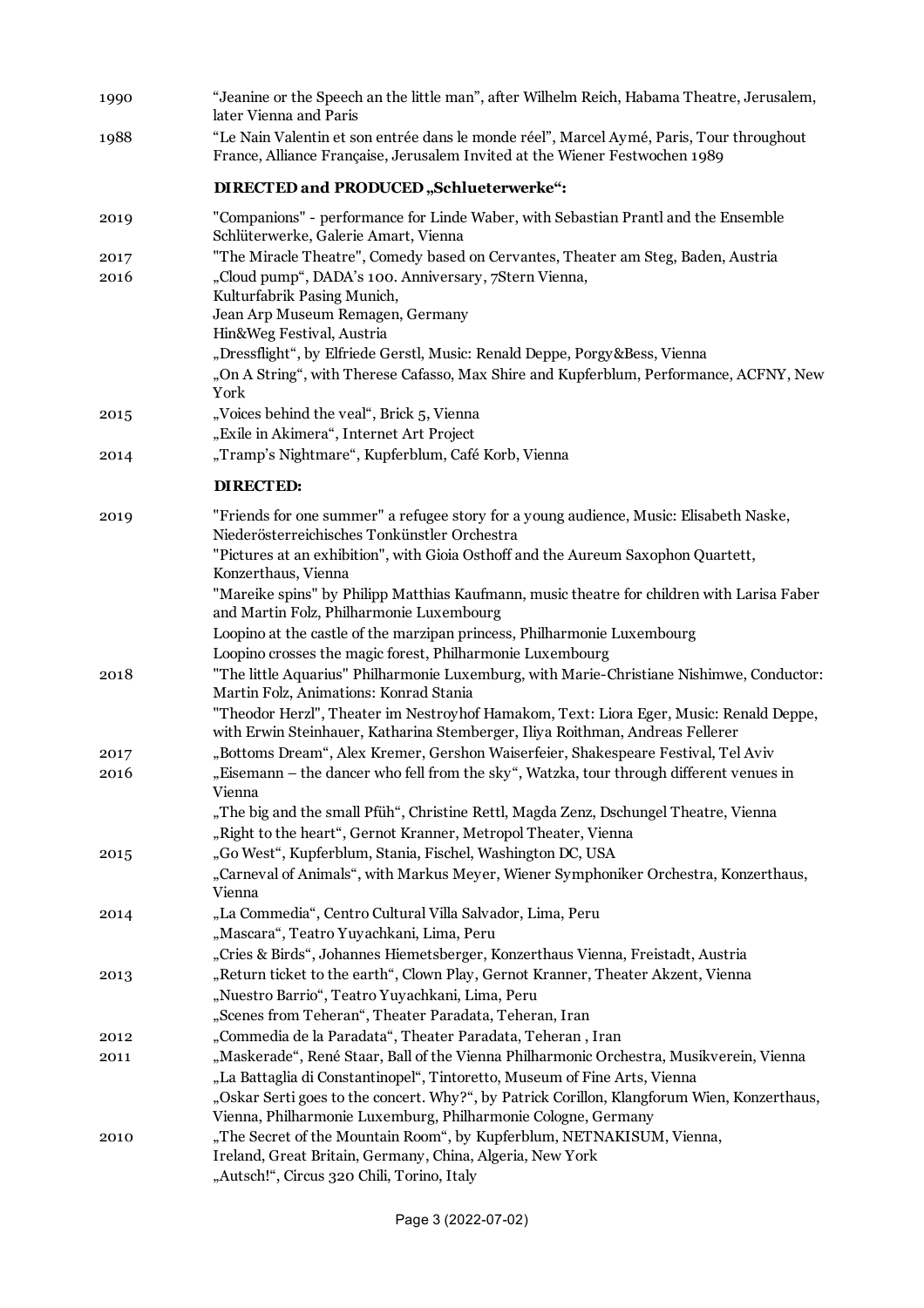| | |
|---|---|
| 1990 | "Jeanine or the Speech an the little man", after Wilhelm Reich, Habama Theatre, Jerusalem, later Vienna and Paris |
| 1988 | "Le Nain Valentin et son entrée dans le monde réel", Marcel Aymé, Paris, Tour throughout France, Alliance Française, Jerusalem Invited at the Wiener Festwochen 1989 |

**DIRECTED and PRODUCED „Schlueterwerke":**

| | |
|---|---|
| 2019 | "Companions" - performance for Linde Waber, with Sebastian Prantl and the Ensemble Schlüterwerke, Galerie Amart, Vienna |
| 2017 | "The Miracle Theatre", Comedy based on Cervantes, Theater am Steg, Baden, Austria |
| 2016 | „Cloud pump", DADA's 100. Anniversary, 7Stern Vienna, Kulturfabrik Pasing Munich, Jean Arp Museum Remagen, Germany Hin&Weg Festival, Austria |
| | „Dressflight", by Elfriede Gerstl, Music: Renald Deppe, Porgy&Bess, Vienna |
| | „On A String", with Therese Cafasso, Max Shire and Kupferblum, Performance, ACFNY, New York |
| 2015 | „Voices behind the veal", Brick 5, Vienna |
| | „Exile in Akimera", Internet Art Project |
| 2014 | „Tramp's Nightmare", Kupferblum, Café Korb, Vienna |

**DIRECTED:**

| | |
|---|---|
| 2019 | "Friends for one summer" a refugee story for a young audience, Music: Elisabeth Naske, Niederösterreichisches Tonkünstler Orchestra |
| | "Pictures at an exhibition", with Gioia Osthoff and the Aureum Saxophon Quartett, Konzerthaus, Vienna |
| | "Mareike spins" by Philipp Matthias Kaufmann, music theatre for children with Larisa Faber and Martin Folz, Philharmonie Luxembourg |
| | Loopino at the castle of the marzipan princess, Philharmonie Luxembourg |
| | Loopino crosses the magic forest, Philharmonie Luxembourg |
| 2018 | "The little Aquarius" Philharmonie Luxemburg, with Marie-Christiane Nishimwe, Conductor: Martin Folz, Animations: Konrad Stania |
| | "Theodor Herzl", Theater im Nestroyhof Hamakom, Text: Liora Eger, Music: Renald Deppe, with Erwin Steinhauer, Katharina Stemberger, Iliya Roithman, Andreas Fellerer |
| 2017 | „Bottoms Dream", Alex Kremer, Gershon Waiserfeier, Shakespeare Festival, Tel Aviv |
| 2016 | „Eisemann – the dancer who fell from the sky", Watzka, tour through different venues in Vienna |
| | „The big and the small Pfüh", Christine Rettl, Magda Zenz, Dschungel Theatre, Vienna |
| | „Right to the heart", Gernot Kranner, Metropol Theater, Vienna |
| 2015 | „Go West", Kupferblum, Stania, Fischel, Washington DC, USA |
| | „Carneval of Animals", with Markus Meyer, Wiener Symphoniker Orchestra, Konzerthaus, Vienna |
| 2014 | „La Commedia", Centro Cultural Villa Salvador, Lima, Peru |
| | „Mascara", Teatro Yuyachkani, Lima, Peru |
| | „Cries & Birds", Johannes Hiemetsberger, Konzerthaus Vienna, Freistadt, Austria |
| 2013 | „Return ticket to the earth", Clown Play, Gernot Kranner, Theater Akzent, Vienna |
| | „Nuestro Barrio", Teatro Yuyachkani, Lima, Peru |
| | „Scenes from Teheran", Theater Paradata, Teheran, Iran |
| 2012 | „Commedia de la Paradata", Theater Paradata, Teheran , Iran |
| 2011 | „Maskerade", René Staar, Ball of the Vienna Philharmonic Orchestra, Musikverein, Vienna |
| | „La Battaglia di Constantinopel", Tintoretto, Museum of Fine Arts, Vienna |
| | „Oskar Serti goes to the concert. Why?", by Patrick Corillon, Klangforum Wien, Konzerthaus, Vienna, Philharmonie Luxemburg, Philharmonie Cologne, Germany |
| 2010 | „The Secret of the Mountain Room", by Kupferblum, NETNAKISUM, Vienna, Ireland, Great Britain, Germany, China, Algeria, New York |
| | „Autsch!", Circus 320 Chili, Torino, Italy |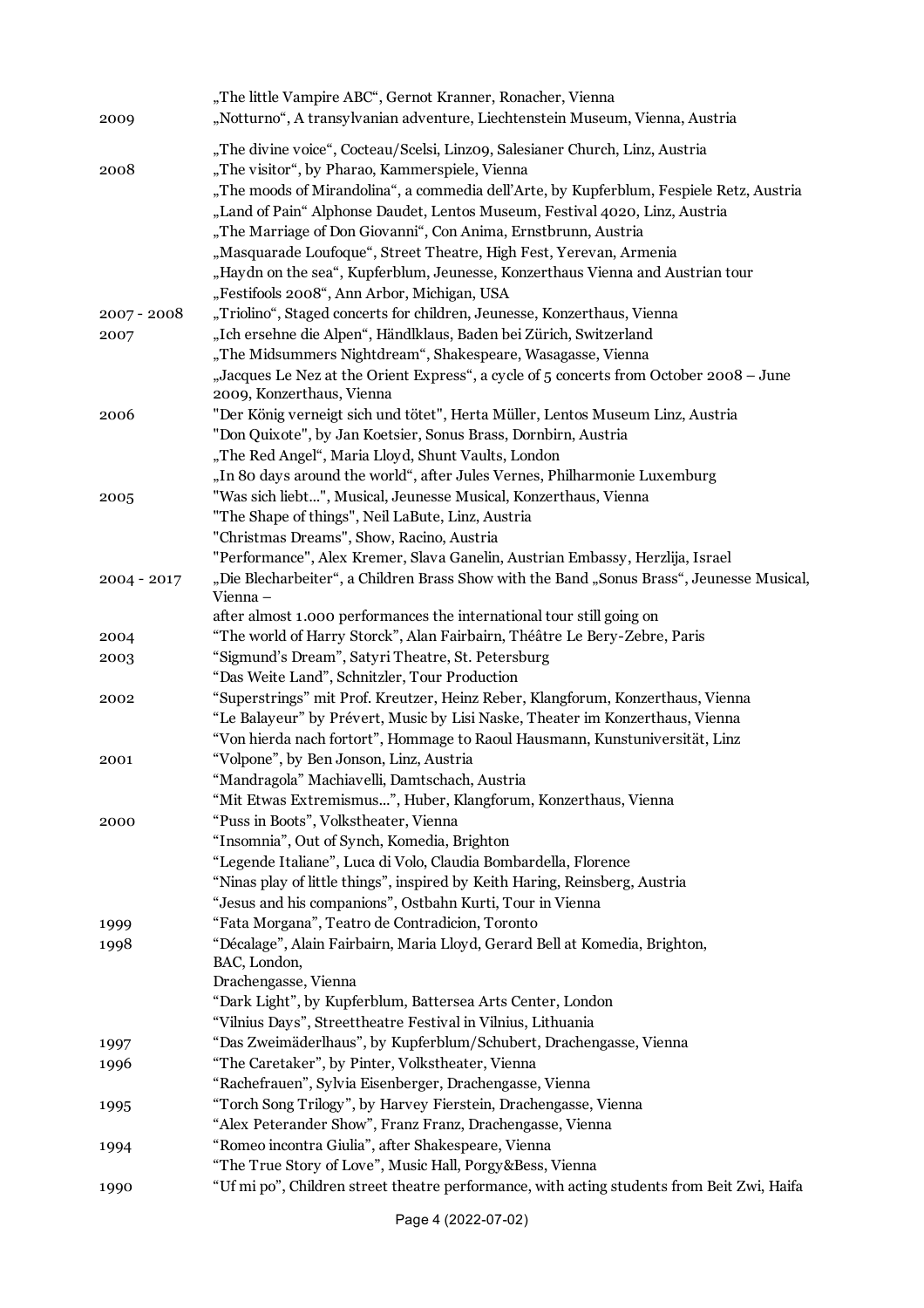| | |
|---|---|
| | „The little Vampire ABC“, Gernot Kranner, Ronacher, Vienna |
| 2009 | „Notturno“, A transylvanian adventure, Liechtenstein Museum, Vienna, Austria |
| | „The divine voice“, Cocteau/Scelsi, Linz09, Salesianer Church, Linz, Austria |
| 2008 | „The visitor“, by Pharao, Kammerspiele, Vienna |
| | „The moods of Mirandolina“, a commedia dell'Arte, by Kupferblum, Fespiele Retz, Austria |
| | „Land of Pain“ Alphonse Daudet, Lentos Museum, Festival 4020, Linz, Austria |
| | „The Marriage of Don Giovanni“, Con Anima, Ernstbrunn, Austria |
| | „Masquarade Loufoque“, Street Theatre, High Fest, Yerevan, Armenia |
| | „Haydn on the sea“, Kupferblum, Jeunesse, Konzerthaus Vienna and Austrian tour |
| | „Festifools 2008“, Ann Arbor, Michigan, USA |
| 2007 - 2008 | „Triolino“, Staged concerts for children, Jeunesse, Konzerthaus, Vienna |
| 2007 | „Ich ersehne die Alpen“, Händlklaus, Baden bei Zürich, Switzerland |
| | „The Midsummers Nightdream“, Shakespeare, Wasagasse, Vienna |
| | „Jacques Le Nez at the Orient Express“, a cycle of 5 concerts from October 2008 – June 2009, Konzerthaus, Vienna |
| 2006 | "Der König verneigt sich und tötet", Herta Müller, Lentos Museum Linz, Austria |
| | "Don Quixote", by Jan Koetsier, Sonus Brass, Dornbirn, Austria |
| | „The Red Angel“, Maria Lloyd, Shunt Vaults, London |
| | „In 80 days around the world“, after Jules Vernes, Philharmonie Luxemburg |
| 2005 | "Was sich liebt...", Musical, Jeunesse Musical, Konzerthaus, Vienna |
| | "The Shape of things", Neil LaBute, Linz, Austria |
| | "Christmas Dreams", Show, Racino, Austria |
| | "Performance", Alex Kremer, Slava Ganelin, Austrian Embassy, Herzlija, Israel |
| 2004 - 2017 | „Die Blecharbeiter“, a Children Brass Show with the Band „Sonus Brass“, Jeunesse Musical, Vienna – after almost 1.000 performances the international tour still going on |
| 2004 | “The world of Harry Storck”, Alan Fairbairn, Théâtre Le Bery-Zebre, Paris |
| 2003 | “Sigmund's Dream”, Satyri Theatre, St. Petersburg |
| | “Das Weite Land”, Schnitzler, Tour Production |
| 2002 | “Superstrings” mit Prof. Kreutzer, Heinz Reber, Klangforum, Konzerthaus, Vienna |
| | “Le Balayeur” by Prévert, Music by Lisi Naske, Theater im Konzerthaus, Vienna |
| | “Von hierda nach fortort”, Hommage to Raoul Hausmann, Kunstuniversität, Linz |
| 2001 | “Volpone”, by Ben Jonson, Linz, Austria |
| | “Mandragola” Machiavelli, Damtschach, Austria |
| | “Mit Etwas Extremismus...”, Huber, Klangforum, Konzerthaus, Vienna |
| 2000 | “Puss in Boots”, Volkstheater, Vienna |
| | “Insomnia”, Out of Synch, Komedia, Brighton |
| | “Legende Italiane”, Luca di Volo, Claudia Bombardella, Florence |
| | “Ninas play of little things”, inspired by Keith Haring, Reinsberg, Austria |
| | “Jesus and his companions”, Ostbahn Kurti, Tour in Vienna |
| 1999 | “Fata Morgana”, Teatro de Contradicion, Toronto |
| 1998 | “Décalage”, Alain Fairbairn, Maria Lloyd, Gerard Bell at Komedia, Brighton, BAC, London, Drachengasse, Vienna |
| | “Dark Light”, by Kupferblum, Battersea Arts Center, London |
| | “Vilnius Days”, Streettheatre Festival in Vilnius, Lithuania |
| 1997 | “Das Zweimäderlhaus”, by Kupferblum/Schubert, Drachengasse, Vienna |
| 1996 | “The Caretaker”, by Pinter, Volkstheater, Vienna |
| | “Rachefrauen”, Sylvia Eisenberger, Drachengasse, Vienna |
| 1995 | “Torch Song Trilogy”, by Harvey Fierstein, Drachengasse, Vienna |
| | “Alex Peterander Show”, Franz Franz, Drachengasse, Vienna |
| 1994 | “Romeo incontra Giulia”, after Shakespeare, Vienna |
| | “The True Story of Love”, Music Hall, Porgy&Bess, Vienna |
| 1990 | “Uf mi po”, Children street theatre performance, with acting students from Beit Zwi, Haifa |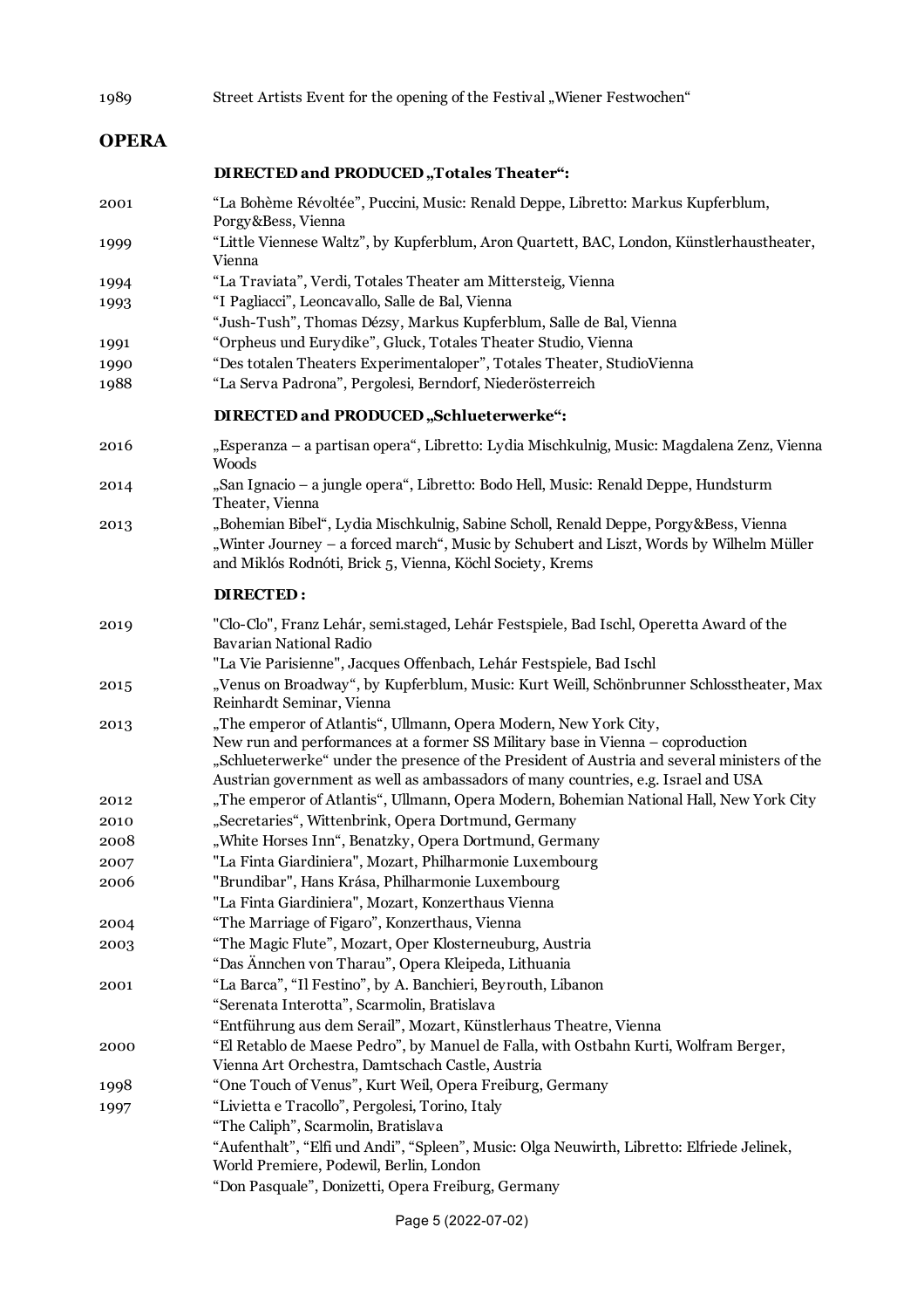| | |
|---|---|
| 1989 | Street Artists Event for the opening of the Festival „Wiener Festwochen“ |

## OPERA

### DIRECTED and PRODUCED „Totales Theater“:

| | |
|---|---|
| 2001 | “La Bohème Révoltée”, Puccini, Music: Renald Deppe, Libretto: Markus Kupferblum, Porgy&Bess, Vienna |
| 1999 | “Little Viennese Waltz”, by Kupferblum, Aron Quartett, BAC, London, Künstlerhaustheater, Vienna |
| 1994 | “La Traviata”, Verdi, Totales Theater am Mittersteig, Vienna |
| 1993 | “I Pagliacci”, Leoncavallo, Salle de Bal, Vienna |
| | “Jush-Tush”, Thomas Dézsy, Markus Kupferblum, Salle de Bal, Vienna |
| 1991 | “Orpheus und Eurydike”, Gluck, Totales Theater Studio, Vienna |
| 1990 | “Des totalen Theaters Experimentaloper”, Totales Theater, StudioVienna |
| 1988 | “La Serva Padrona”, Pergolesi, Berndorf, Niederösterreich |

### DIRECTED and PRODUCED „Schlueterwerke“:

| | |
|---|---|
| 2016 | „Esperanza – a partisan opera“, Libretto: Lydia Mischkulnig, Music: Magdalena Zenz, Vienna Woods |
| 2014 | „San Ignacio – a jungle opera“, Libretto: Bodo Hell, Music: Renald Deppe, Hundsturm Theater, Vienna |
| 2013 | „Bohemian Bibel“, Lydia Mischkulnig, Sabine Scholl, Renald Deppe, Porgy&Bess, Vienna |
| | „Winter Journey – a forced march“, Music by Schubert and Liszt, Words by Wilhelm Müller and Miklós Rodnóti, Brick 5, Vienna, Köchl Society, Krems |

### DIRECTED:

| | |
|---|---|
| 2019 | "Clo-Clo", Franz Lehár, semi.staged, Lehár Festspiele, Bad Ischl, Operetta Award of the Bavarian National Radio |
| | "La Vie Parisienne", Jacques Offenbach, Lehár Festspiele, Bad Ischl |
| 2015 | „Venus on Broadway“, by Kupferblum, Music: Kurt Weill, Schönbrunner Schlosstheater, Max Reinhardt Seminar, Vienna |
| 2013 | „The emperor of Atlantis“, Ullmann, Opera Modern, New York City, New run and performances at a former SS Military base in Vienna – coproduction „Schlueterwerke“ under the presence of the President of Austria and several ministers of the Austrian government as well as ambassadors of many countries, e.g. Israel and USA |
| 2012 | „The emperor of Atlantis“, Ullmann, Opera Modern, Bohemian National Hall, New York City |
| 2010 | „Secretaries“, Wittenbrink, Opera Dortmund, Germany |
| 2008 | „White Horses Inn“, Benatzky, Opera Dortmund, Germany |
| 2007 | "La Finta Giardiniera", Mozart, Philharmonie Luxembourg |
| 2006 | "Brundibar", Hans Krása, Philharmonie Luxembourg |
| | "La Finta Giardiniera", Mozart, Konzerthaus Vienna |
| 2004 | “The Marriage of Figaro”, Konzerthaus, Vienna |
| 2003 | “The Magic Flute”, Mozart, Oper Klosterneuburg, Austria |
| | “Das Ännchen von Tharau”, Opera Kleipeda, Lithuania |
| 2001 | “La Barca”, “Il Festino”, by A. Banchieri, Beyrouth, Libanon |
| | “Serenata Interotta”, Scarmolin, Bratislava |
| | “Entführung aus dem Serail”, Mozart, Künstlerhaus Theatre, Vienna |
| 2000 | “El Retablo de Maese Pedro”, by Manuel de Falla, with Ostbahn Kurti, Wolfram Berger, Vienna Art Orchestra, Damtschach Castle, Austria |
| 1998 | “One Touch of Venus”, Kurt Weil, Opera Freiburg, Germany |
| 1997 | “Livietta e Tracollo”, Pergolesi, Torino, Italy |
| | “The Caliph”, Scarmolin, Bratislava |
| | “Aufenthalt”, “Elfi und Andi”, “Spleen”, Music: Olga Neuwirth, Libretto: Elfriede Jelinek, World Premiere, Podewil, Berlin, London |
| | “Don Pasquale”, Donizetti, Opera Freiburg, Germany |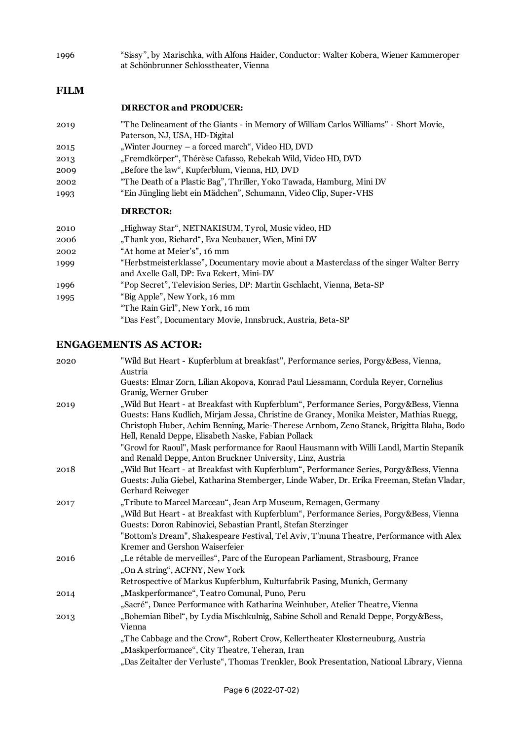| | |
|---|---|
| 1996 | "Sissy", by Marischka, with Alfons Haider, Conductor: Walter Kobera, Wiener Kammeroper at Schönbrunner Schlosstheater, Vienna |

## FILM

### DIRECTOR and PRODUCER:

| | |
|---|---|
| 2019 | "The Delineament of the Giants - in Memory of William Carlos Williams" - Short Movie, Paterson, NJ, USA, HD-Digital |
| 2015 | „Winter Journey – a forced march", Video HD, DVD |
| 2013 | „Fremdkörper", Thérèse Cafasso, Rebekah Wild, Video HD, DVD |
| 2009 | „Before the law", Kupferblum, Vienna, HD, DVD |
| 2002 | "The Death of a Plastic Bag", Thriller, Yoko Tawada, Hamburg, Mini DV |
| 1993 | "Ein Jüngling liebt ein Mädchen", Schumann, Video Clip, Super-VHS |

### DIRECTOR:

| | |
|---|---|
| 2010 | „Highway Star", NETNAKISUM, Tyrol, Music video, HD |
| 2006 | „Thank you, Richard", Eva Neubauer, Wien, Mini DV |
| 2002 | "At home at Meier's", 16 mm |
| 1999 | "Herbstmeisterklasse", Documentary movie about a Masterclass of the singer Walter Berry and Axelle Gall, DP: Eva Eckert, Mini-DV |
| 1996 | "Pop Secret", Television Series, DP: Martin Gschlacht, Vienna, Beta-SP |
| 1995 | "Big Apple", New York, 16 mm |
| | "The Rain Girl", New York, 16 mm |
| | "Das Fest", Documentary Movie, Innsbruck, Austria, Beta-SP |

## ENGAGEMENTS AS ACTOR:

| | |
|---|---|
| 2020 | "Wild But Heart - Kupferblum at breakfast", Performance series, Porgy&Bess, Vienna, Austria<br>Guests: Elmar Zorn, Lilian Akopova, Konrad Paul Liessmann, Cordula Reyer, Cornelius Granig, Werner Gruber |
| 2019 | „Wild But Heart - at Breakfast with Kupferblum", Performance Series, Porgy&Bess, Vienna<br>Guests: Hans Kudlich, Mirjam Jessa, Christine de Grancy, Monika Meister, Mathias Ruegg, Christoph Huber, Achim Benning, Marie-Therese Arnbom, Zeno Stanek, Brigitta Blaha, Bodo Hell, Renald Deppe, Elisabeth Naske, Fabian Pollack |
| | "Growl for Raoul", Mask performance for Raoul Hausmann with Willi Landl, Martin Stepanik and Renald Deppe, Anton Bruckner University, Linz, Austria |
| 2018 | „Wild But Heart - at Breakfast with Kupferblum", Performance Series, Porgy&Bess, Vienna<br>Guests: Julia Giebel, Katharina Stemberger, Linde Waber, Dr. Erika Freeman, Stefan Vladar, Gerhard Reiweger |
| 2017 | „Tribute to Marcel Marceau", Jean Arp Museum, Remagen, Germany |
| | „Wild But Heart - at Breakfast with Kupferblum", Performance Series, Porgy&Bess, Vienna<br>Guests: Doron Rabinovici, Sebastian Prantl, Stefan Sterzinger |
| | "Bottom's Dream", Shakespeare Festival, Tel Aviv, T'muna Theatre, Performance with Alex Kremer and Gershon Waiserfeier |
| 2016 | „Le rétable de merveilles", Parc of the European Parliament, Strasbourg, France |
| | „On A string", ACFNY, New York |
| | Retrospective of Markus Kupferblum, Kulturfabrik Pasing, Munich, Germany |
| 2014 | „Maskperformance", Teatro Comunal, Puno, Peru |
| | „Sacré", Dance Performance with Katharina Weinhuber, Atelier Theatre, Vienna |
| 2013 | „Bohemian Bibel", by Lydia Mischkulnig, Sabine Scholl and Renald Deppe, Porgy&Bess, Vienna |
| | „The Cabbage and the Crow", Robert Crow, Kellertheater Klosterneuburg, Austria |
| | „Maskperformance", City Theatre, Teheran, Iran |
| | „Das Zeitalter der Verluste", Thomas Trenkler, Book Presentation, National Library, Vienna |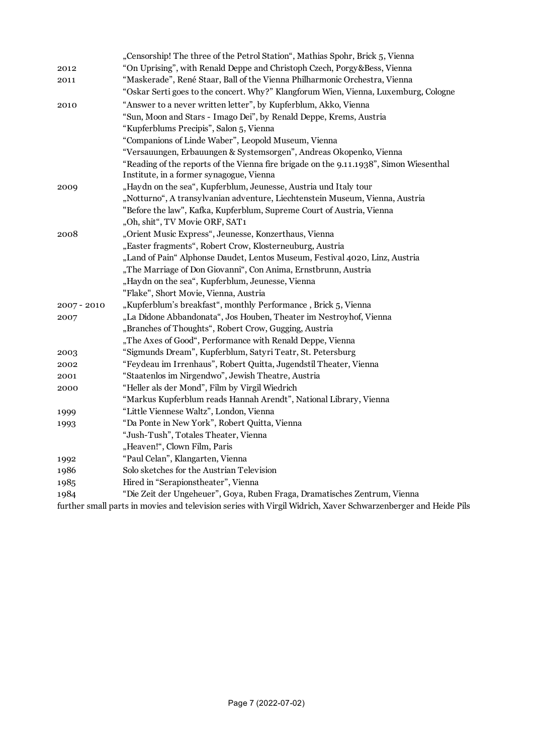| | |
|---|---|
| | „Censorship! The three of the Petrol Station“, Mathias Spohr, Brick 5, Vienna |
| 2012 | “On Uprising”, with Renald Deppe and Christoph Czech, Porgy&Bess, Vienna |
| 2011 | “Maskerade”, René Staar, Ball of the Vienna Philharmonic Orchestra, Vienna |
| | “Oskar Serti goes to the concert. Why?” Klangforum Wien, Vienna, Luxemburg, Cologne |
| 2010 | “Answer to a never written letter”, by Kupferblum, Akko, Vienna |
| | “Sun, Moon and Stars - Imago Dei”, by Renald Deppe, Krems, Austria |
| | “Kupferblums Precipis”, Salon 5, Vienna |
| | “Companions of Linde Waber”, Leopold Museum, Vienna |
| | “Versauungen, Erbauungen & Systemsorgen”, Andreas Okopenko, Vienna |
| | “Reading of the reports of the Vienna fire brigade on the 9.11.1938”, Simon Wiesenthal Institute, in a former synagogue, Vienna |
| 2009 | „Haydn on the sea“, Kupferblum, Jeunesse, Austria und Italy tour |
| | „Notturno“, A transylvanian adventure, Liechtenstein Museum, Vienna, Austria |
| | "Before the law", Kafka, Kupferblum, Supreme Court of Austria, Vienna |
| | „Oh, shit“, TV Movie ORF, SAT1 |
| 2008 | „Orient Music Express“, Jeunesse, Konzerthaus, Vienna |
| | „Easter fragments“, Robert Crow, Klosterneuburg, Austria |
| | „Land of Pain“ Alphonse Daudet, Lentos Museum, Festival 4020, Linz, Austria |
| | „The Marriage of Don Giovanni“, Con Anima, Ernstbrunn, Austria |
| | „Haydn on the sea“, Kupferblum, Jeunesse, Vienna |
| | "Flake", Short Movie, Vienna, Austria |
| 2007 - 2010 | „Kupferblum’s breakfast“, monthly Performance , Brick 5, Vienna |
| 2007 | „La Didone Abbandonata“, Jos Houben, Theater im Nestroyhof, Vienna |
| | „Branches of Thoughts“, Robert Crow, Gugging, Austria |
| | „The Axes of Good“, Performance with Renald Deppe, Vienna |
| 2003 | “Sigmunds Dream”, Kupferblum, Satyri Teatr, St. Petersburg |
| 2002 | “Feydeau im Irrenhaus”, Robert Quitta, Jugendstil Theater, Vienna |
| 2001 | “Staatenlos im Nirgendwo”, Jewish Theatre, Austria |
| 2000 | “Heller als der Mond”, Film by Virgil Wiedrich |
| | “Markus Kupferblum reads Hannah Arendt”, National Library, Vienna |
| 1999 | “Little Viennese Waltz”, London, Vienna |
| 1993 | “Da Ponte in New York”, Robert Quitta, Vienna |
| | “Jush-Tush”, Totales Theater, Vienna |
| | „Heaven!“, Clown Film, Paris |
| 1992 | “Paul Celan”, Klangarten, Vienna |
| 1986 | Solo sketches for the Austrian Television |
| 1985 | Hired in “Serapionstheater”, Vienna |
| 1984 | “Die Zeit der Ungeheuer”, Goya, Ruben Fraga, Dramatisches Zentrum, Vienna |

further small parts in movies and television series with Virgil Widrich, Xaver Schwarzenberger and Heide Pils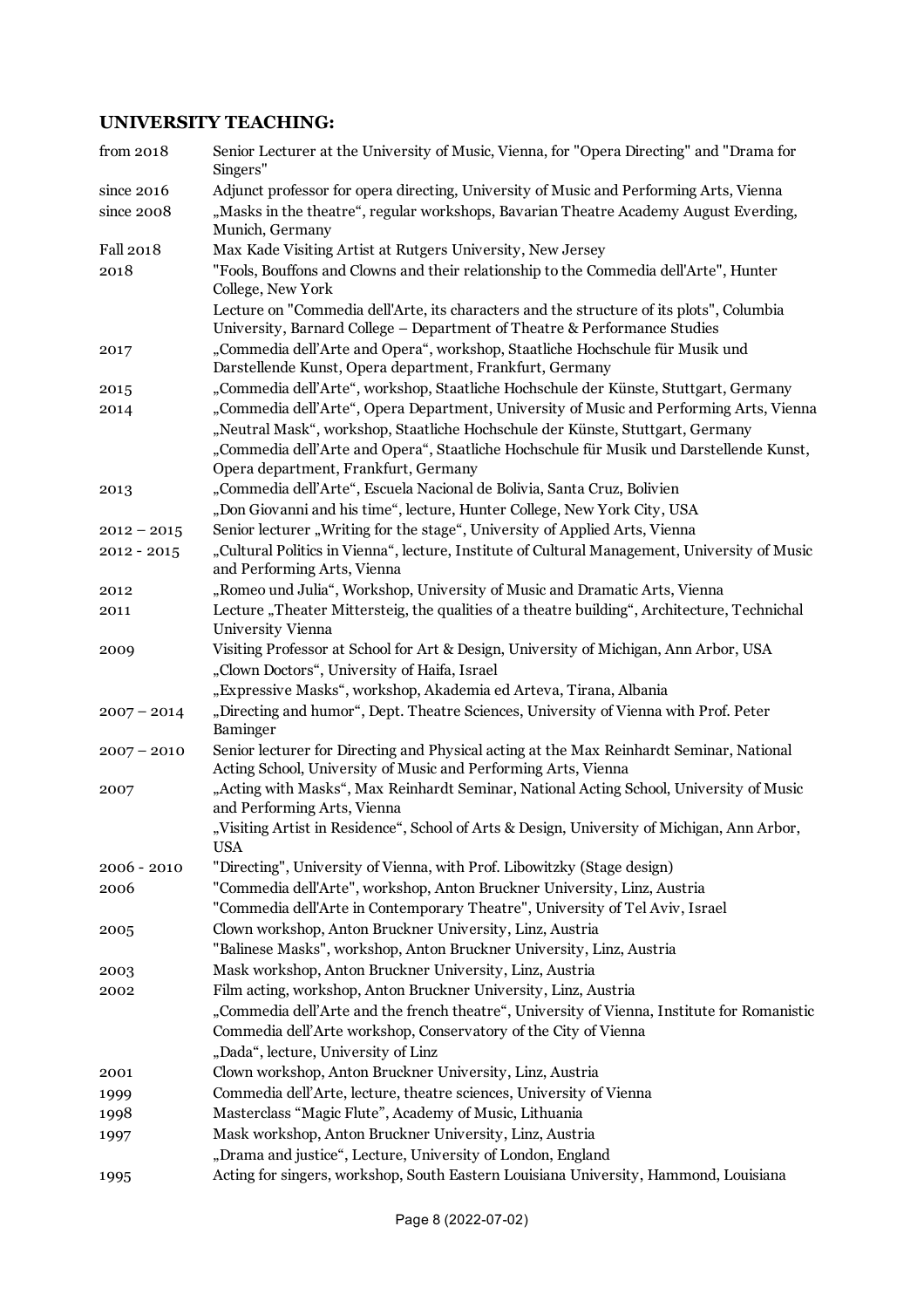## UNIVERSITY TEACHING:

| | |
|---|---|
| from 2018 | Senior Lecturer at the University of Music, Vienna, for "Opera Directing" and "Drama for Singers" |
| since 2016 | Adjunct professor for opera directing, University of Music and Performing Arts, Vienna |
| since 2008 | „Masks in the theatre“, regular workshops, Bavarian Theatre Academy August Everding, Munich, Germany |
| Fall 2018 | Max Kade Visiting Artist at Rutgers University, New Jersey |
| 2018 | "Fools, Bouffons and Clowns and their relationship to the Commedia dell'Arte", Hunter College, New York |
| | Lecture on "Commedia dell'Arte, its characters and the structure of its plots", Columbia University, Barnard College – Department of Theatre & Performance Studies |
| 2017 | „Commedia dell'Arte and Opera“, workshop, Staatliche Hochschule für Musik und Darstellende Kunst, Opera department, Frankfurt, Germany |
| 2015 | „Commedia dell'Arte“, workshop, Staatliche Hochschule der Künste, Stuttgart, Germany |
| 2014 | „Commedia dell'Arte“, Opera Department, University of Music and Performing Arts, Vienna |
| | „Neutral Mask“, workshop, Staatliche Hochschule der Künste, Stuttgart, Germany |
| | „Commedia dell'Arte and Opera“, Staatliche Hochschule für Musik und Darstellende Kunst, Opera department, Frankfurt, Germany |
| 2013 | „Commedia dell'Arte“, Escuela Nacional de Bolivia, Santa Cruz, Bolivien |
| | „Don Giovanni and his time“, lecture, Hunter College, New York City, USA |
| 2012 – 2015 | Senior lecturer „Writing for the stage“, University of Applied Arts, Vienna |
| 2012 - 2015 | „Cultural Politics in Vienna“, lecture, Institute of Cultural Management, University of Music and Performing Arts, Vienna |
| 2012 | „Romeo und Julia“, Workshop, University of Music and Dramatic Arts, Vienna |
| 2011 | Lecture „Theater Mittersteig, the qualities of a theatre building“, Architecture, Technichal University Vienna |
| 2009 | Visiting Professor at School for Art & Design, University of Michigan, Ann Arbor, USA |
| | „Clown Doctors“, University of Haifa, Israel |
| | „Expressive Masks“, workshop, Akademia ed Arteva, Tirana, Albania |
| 2007 – 2014 | „Directing and humor“, Dept. Theatre Sciences, University of Vienna with Prof. Peter Baminger |
| 2007 – 2010 | Senior lecturer for Directing and Physical acting at the Max Reinhardt Seminar, National Acting School, University of Music and Performing Arts, Vienna |
| 2007 | „Acting with Masks“, Max Reinhardt Seminar, National Acting School, University of Music and Performing Arts, Vienna |
| | „Visiting Artist in Residence“, School of Arts & Design, University of Michigan, Ann Arbor, USA |
| 2006 - 2010 | "Directing", University of Vienna, with Prof. Libowitzky (Stage design) |
| 2006 | "Commedia dell'Arte", workshop, Anton Bruckner University, Linz, Austria |
| | "Commedia dell'Arte in Contemporary Theatre", University of Tel Aviv, Israel |
| 2005 | Clown workshop, Anton Bruckner University, Linz, Austria |
| | "Balinese Masks", workshop, Anton Bruckner University, Linz, Austria |
| 2003 | Mask workshop, Anton Bruckner University, Linz, Austria |
| 2002 | Film acting, workshop, Anton Bruckner University, Linz, Austria |
| | „Commedia dell'Arte and the french theatre“, University of Vienna, Institute for Romanistic |
| | Commedia dell'Arte workshop, Conservatory of the City of Vienna |
| | „Dada“, lecture, University of Linz |
| 2001 | Clown workshop, Anton Bruckner University, Linz, Austria |
| 1999 | Commedia dell'Arte, lecture, theatre sciences, University of Vienna |
| 1998 | Masterclass "Magic Flute", Academy of Music, Lithuania |
| 1997 | Mask workshop, Anton Bruckner University, Linz, Austria |
| | „Drama and justice“, Lecture, University of London, England |
| 1995 | Acting for singers, workshop, South Eastern Louisiana University, Hammond, Louisiana |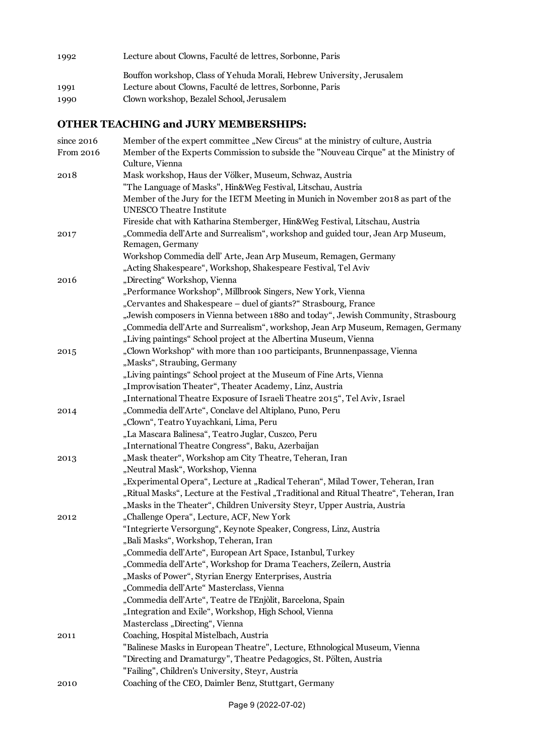| | |
|---|---|
| 1992 | Lecture about Clowns, Faculté de lettres, Sorbonne, Paris |
| | Bouffon workshop, Class of Yehuda Morali, Hebrew University, Jerusalem |
| 1991 | Lecture about Clowns, Faculté de lettres, Sorbonne, Paris |
| 1990 | Clown workshop, Bezalel School, Jerusalem |

## OTHER TEACHING and JURY MEMBERSHIPS:

| | |
|---|---|
| since 2016 | Member of the expert committee „New Circus“ at the ministry of culture, Austria |
| From 2016 | Member of the Experts Commission to subside the "Nouveau Cirque" at the Ministry of Culture, Vienna |
| 2018 | Mask workshop, Haus der Völker, Museum, Schwaz, Austria |
| | "The Language of Masks", Hin&Weg Festival, Litschau, Austria |
| | Member of the Jury for the IETM Meeting in Munich in November 2018 as part of the UNESCO Theatre Institute |
| | Fireside chat with Katharina Stemberger, Hin&Weg Festival, Litschau, Austria |
| 2017 | „Commedia dell'Arte and Surrealism“, workshop and guided tour, Jean Arp Museum, Remagen, Germany |
| | Workshop Commedia dell' Arte, Jean Arp Museum, Remagen, Germany |
| | „Acting Shakespeare“, Workshop, Shakespeare Festival, Tel Aviv |
| 2016 | „Directing“ Workshop, Vienna |
| | „Performance Workshop“, Millbrook Singers, New York, Vienna |
| | „Cervantes and Shakespeare – duel of giants?“ Strasbourg, France |
| | „Jewish composers in Vienna between 1880 and today“, Jewish Community, Strasbourg |
| | „Commedia dell'Arte and Surrealism“, workshop, Jean Arp Museum, Remagen, Germany |
| | „Living paintings“ School project at the Albertina Museum, Vienna |
| 2015 | „Clown Workshop“ with more than 100 participants, Brunnenpassage, Vienna |
| | „Masks“, Straubing, Germany |
| | „Living paintings“ School project at the Museum of Fine Arts, Vienna |
| | „Improvisation Theater“, Theater Academy, Linz, Austria |
| | „International Theatre Exposure of Israeli Theatre 2015“, Tel Aviv, Israel |
| 2014 | „Commedia dell'Arte“, Conclave del Altiplano, Puno, Peru |
| | „Clown“, Teatro Yuyachkani, Lima, Peru |
| | „La Mascara Balinesa“, Teatro Juglar, Cuszco, Peru |
| | „International Theatre Congress“, Baku, Azerbaijan |
| 2013 | „Mask theater“, Workshop am City Theatre, Teheran, Iran |
| | „Neutral Mask“, Workshop, Vienna |
| | „Experimental Opera“, Lecture at „Radical Teheran“, Milad Tower, Teheran, Iran |
| | „Ritual Masks“, Lecture at the Festival „Traditional and Ritual Theatre“, Teheran, Iran |
| | „Masks in the Theater“, Children University Steyr, Upper Austria, Austria |
| 2012 | „Challenge Opera“, Lecture, ACF, New York |
| | “Integrierte Versorgung“, Keynote Speaker, Congress, Linz, Austria |
| | „Bali Masks“, Workshop, Teheran, Iran |
| | „Commedia dell'Arte“, European Art Space, Istanbul, Turkey |
| | „Commedia dell'Arte“, Workshop for Drama Teachers, Zeilern, Austria |
| | „Masks of Power“, Styrian Energy Enterprises, Austria |
| | „Commedia dell'Arte“ Masterclass, Vienna |
| | „Commedia dell'Arte“, Teatre de l'Enjòlit, Barcelona, Spain |
| | „Integration and Exile“, Workshop, High School, Vienna |
| | Masterclass „Directing“, Vienna |
| 2011 | Coaching, Hospital Mistelbach, Austria |
| | "Balinese Masks in European Theatre", Lecture, Ethnological Museum, Vienna |
| | "Directing and Dramaturgy", Theatre Pedagogics, St. Pölten, Austria |
| | "Failing", Children's University, Steyr, Austria |
| 2010 | Coaching of the CEO, Daimler Benz, Stuttgart, Germany |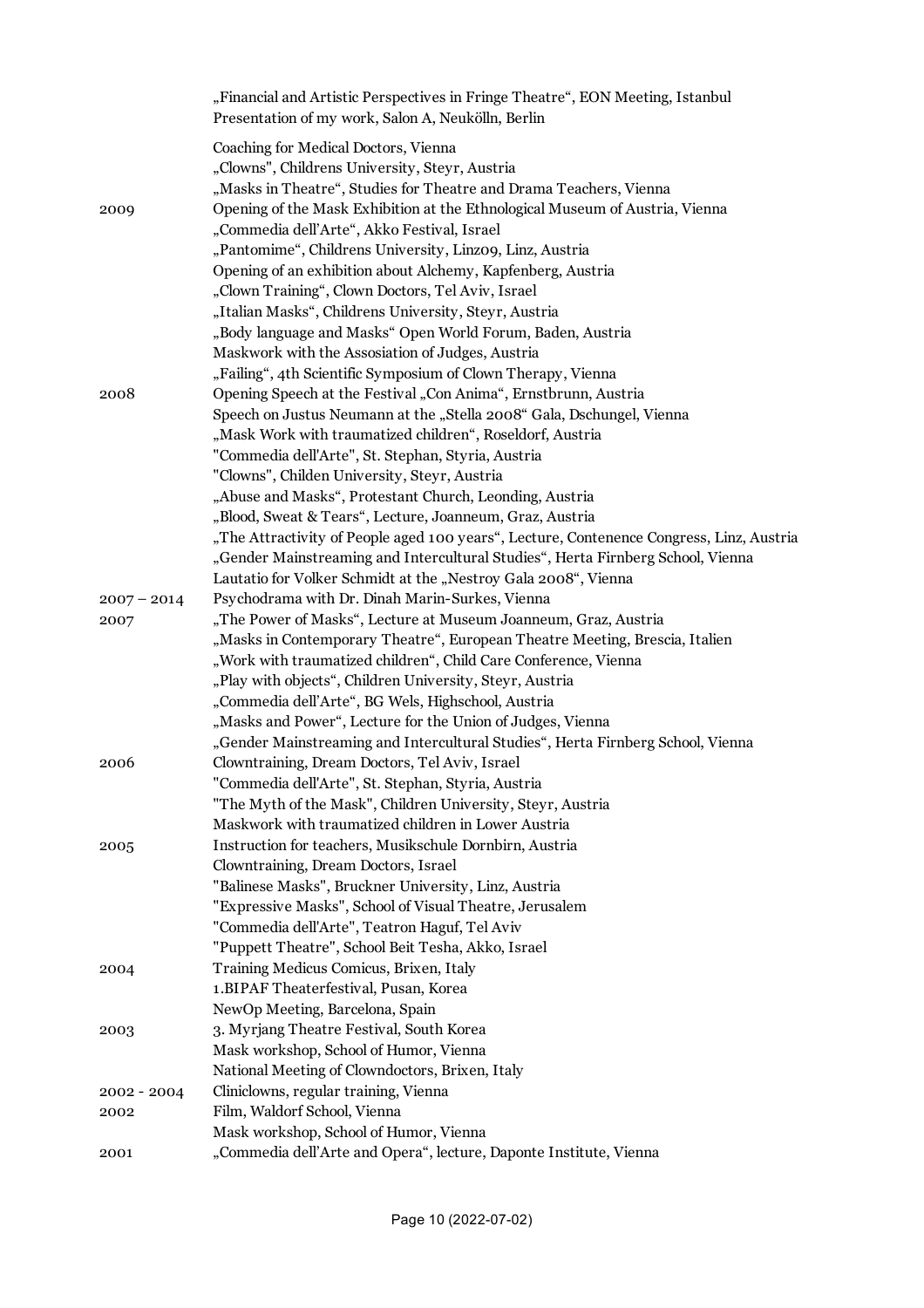| | |
|---|---|
| | „Financial and Artistic Perspectives in Fringe Theatre", EON Meeting, Istanbul |
| | Presentation of my work, Salon A, Neukölln, Berlin |
| | Coaching for Medical Doctors, Vienna |
| | „Clowns", Childrens University, Steyr, Austria |
| | „Masks in Theatre", Studies for Theatre and Drama Teachers, Vienna |
| 2009 | Opening of the Mask Exhibition at the Ethnological Museum of Austria, Vienna |
| | „Commedia dell'Arte", Akko Festival, Israel |
| | „Pantomime", Childrens University, Linz09, Linz, Austria |
| | Opening of an exhibition about Alchemy, Kapfenberg, Austria |
| | „Clown Training", Clown Doctors, Tel Aviv, Israel |
| | „Italian Masks", Childrens University, Steyr, Austria |
| | „Body language and Masks" Open World Forum, Baden, Austria |
| | Maskwork with the Assosiation of Judges, Austria |
| | „Failing", 4th Scientific Symposium of Clown Therapy, Vienna |
| 2008 | Opening Speech at the Festival „Con Anima", Ernstbrunn, Austria |
| | Speech on Justus Neumann at the „Stella 2008" Gala, Dschungel, Vienna |
| | „Mask Work with traumatized children", Roseldorf, Austria |
| | "Commedia dell'Arte", St. Stephan, Styria, Austria |
| | "Clowns", Childen University, Steyr, Austria |
| | „Abuse and Masks", Protestant Church, Leonding, Austria |
| | „Blood, Sweat & Tears", Lecture, Joanneum, Graz, Austria |
| | „The Attractivity of People aged 100 years", Lecture, Contenence Congress, Linz, Austria |
| | „Gender Mainstreaming and Intercultural Studies", Herta Firnberg School, Vienna |
| | Lautatio for Volker Schmidt at the „Nestroy Gala 2008", Vienna |
| 2007 – 2014 | Psychodrama with Dr. Dinah Marin-Surkes, Vienna |
| 2007 | „The Power of Masks", Lecture at Museum Joanneum, Graz, Austria |
| | „Masks in Contemporary Theatre", European Theatre Meeting, Brescia, Italien |
| | „Work with traumatized children", Child Care Conference, Vienna |
| | „Play with objects", Children University, Steyr, Austria |
| | „Commedia dell'Arte", BG Wels, Highschool, Austria |
| | „Masks and Power", Lecture for the Union of Judges, Vienna |
| | „Gender Mainstreaming and Intercultural Studies", Herta Firnberg School, Vienna |
| 2006 | Clowntraining, Dream Doctors, Tel Aviv, Israel |
| | "Commedia dell'Arte", St. Stephan, Styria, Austria |
| | "The Myth of the Mask", Children University, Steyr, Austria |
| | Maskwork with traumatized children in Lower Austria |
| 2005 | Instruction for teachers, Musikschule Dornbirn, Austria |
| | Clowntraining, Dream Doctors, Israel |
| | "Balinese Masks", Bruckner University, Linz, Austria |
| | "Expressive Masks", School of Visual Theatre, Jerusalem |
| | "Commedia dell'Arte", Teatron Haguf, Tel Aviv |
| | "Puppett Theatre", School Beit Tesha, Akko, Israel |
| 2004 | Training Medicus Comicus, Brixen, Italy |
| | 1.BIPAF Theaterfestival, Pusan, Korea |
| | NewOp Meeting, Barcelona, Spain |
| 2003 | 3. Myrjang Theatre Festival, South Korea |
| | Mask workshop, School of Humor, Vienna |
| | National Meeting of Clowndoctors, Brixen, Italy |
| 2002 - 2004 | Cliniclowns, regular training, Vienna |
| 2002 | Film, Waldorf School, Vienna |
| | Mask workshop, School of Humor, Vienna |
| 2001 | „Commedia dell'Arte and Opera", lecture, Daponte Institute, Vienna |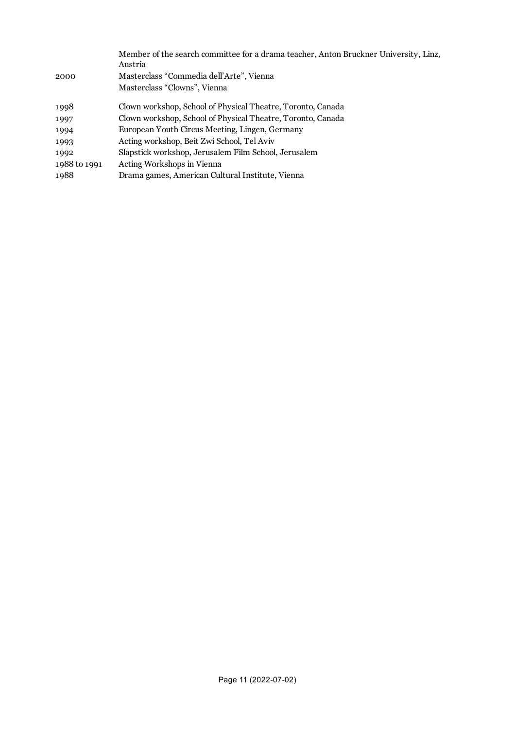| | |
|---|---|
| | Member of the search committee for a drama teacher, Anton Bruckner University, Linz, Austria |
| 2000 | Masterclass "Commedia dell'Arte", Vienna |
| | Masterclass "Clowns", Vienna |
| 1998 | Clown workshop, School of Physical Theatre, Toronto, Canada |
| 1997 | Clown workshop, School of Physical Theatre, Toronto, Canada |
| 1994 | European Youth Circus Meeting, Lingen, Germany |
| 1993 | Acting workshop, Beit Zwi School, Tel Aviv |
| 1992 | Slapstick workshop, Jerusalem Film School, Jerusalem |
| 1988 to 1991 | Acting Workshops in Vienna |
| 1988 | Drama games, American Cultural Institute, Vienna |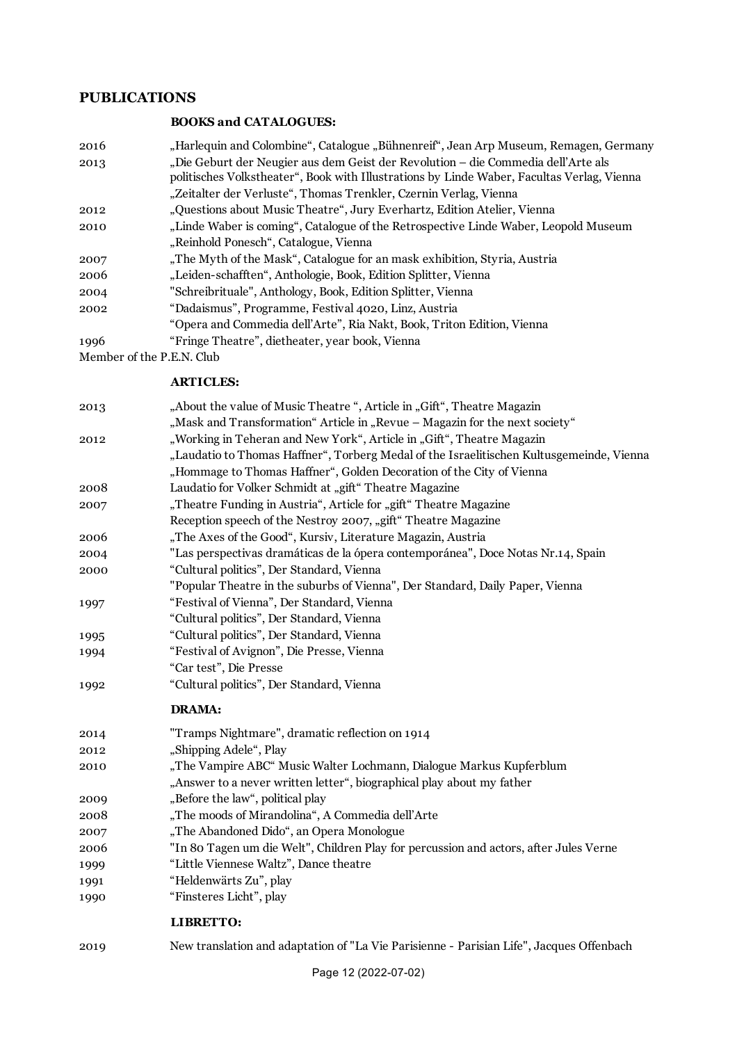## PUBLICATIONS

### BOOKS and CATALOGUES:

| | |
|---|---|
| 2016 | „Harlequin and Colombine“, Catalogue „Bühnenreif“, Jean Arp Museum, Remagen, Germany |
| 2013 | „Die Geburt der Neugier aus dem Geist der Revolution – die Commedia dell'Arte als politisches Volkstheater“, Book with Illustrations by Linde Waber, Facultas Verlag, Vienna |
| | „Zeitalter der Verluste“, Thomas Trenkler, Czernin Verlag, Vienna |
| 2012 | „Questions about Music Theatre“, Jury Everhartz, Edition Atelier, Vienna |
| 2010 | „Linde Waber is coming“, Catalogue of the Retrospective Linde Waber, Leopold Museum |
| | „Reinhold Ponesch“, Catalogue, Vienna |
| 2007 | „The Myth of the Mask“, Catalogue for an mask exhibition, Styria, Austria |
| 2006 | „Leiden-schafften“, Anthologie, Book, Edition Splitter, Vienna |
| 2004 | "Schreibrituale", Anthology, Book, Edition Splitter, Vienna |
| 2002 | “Dadaismus”, Programme, Festival 4020, Linz, Austria |
| | “Opera and Commedia dell'Arte”, Ria Nakt, Book, Triton Edition, Vienna |
| 1996 | “Fringe Theatre”, dietheater, year book, Vienna |

Member of the P.E.N. Club

### ARTICLES:

| | |
|---|---|
| 2013 | „About the value of Music Theatre “, Article in „Gift“, Theatre Magazin |
| | „Mask and Transformation“ Article in „Revue – Magazin for the next society“ |
| 2012 | „Working in Teheran and New York“, Article in „Gift“, Theatre Magazin |
| | „Laudatio to Thomas Haffner“, Torberg Medal of the Israelitischen Kultusgemeinde, Vienna |
| | „Hommage to Thomas Haffner“, Golden Decoration of the City of Vienna |
| 2008 | Laudatio for Volker Schmidt at „gift“ Theatre Magazine |
| 2007 | „Theatre Funding in Austria“, Article for „gift“ Theatre Magazine |
| | Reception speech of the Nestroy 2007, „gift“ Theatre Magazine |
| 2006 | „The Axes of the Good“, Kursiv, Literature Magazin, Austria |
| 2004 | "Las perspectivas dramáticas de la ópera contemporánea", Doce Notas Nr.14, Spain |
| 2000 | “Cultural politics”, Der Standard, Vienna |
| | "Popular Theatre in the suburbs of Vienna", Der Standard, Daily Paper, Vienna |
| 1997 | “Festival of Vienna”, Der Standard, Vienna |
| | “Cultural politics”, Der Standard, Vienna |
| 1995 | “Cultural politics”, Der Standard, Vienna |
| 1994 | “Festival of Avignon”, Die Presse, Vienna |
| | “Car test”, Die Presse |
| 1992 | “Cultural politics”, Der Standard, Vienna |

### DRAMA:

| | |
|---|---|
| 2014 | "Tramps Nightmare", dramatic reflection on 1914 |
| 2012 | „Shipping Adele“, Play |
| 2010 | „The Vampire ABC“ Music Walter Lochmann, Dialogue Markus Kupferblum |
| | „Answer to a never written letter“, biographical play about my father |
| 2009 | „Before the law“, political play |
| 2008 | „The moods of Mirandolina“, A Commedia dell'Arte |
| 2007 | „The Abandoned Dido“, an Opera Monologue |
| 2006 | "In 80 Tagen um die Welt", Children Play for percussion and actors, after Jules Verne |
| 1999 | “Little Viennese Waltz”, Dance theatre |
| 1991 | “Heldenwärts Zu”, play |
| 1990 | “Finsteres Licht”, play |

### LIBRETTO:

| | |
|---|---|
| 2019 | New translation and adaptation of "La Vie Parisienne - Parisian Life", Jacques Offenbach |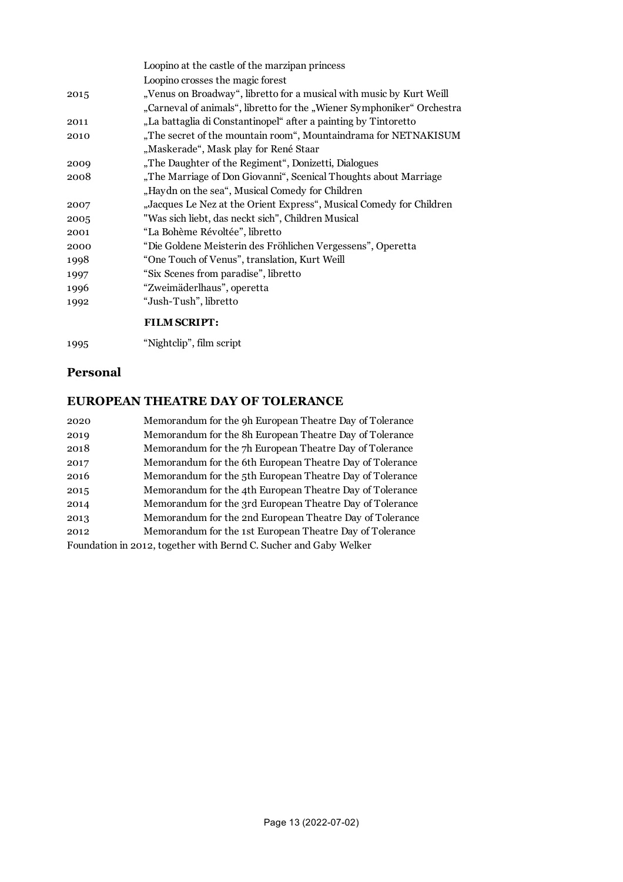| | |
|---|---|
| | Loopino at the castle of the marzipan princess |
| | Loopino crosses the magic forest |
| 2015 | „Venus on Broadway", libretto for a musical with music by Kurt Weill |
| | „Carneval of animals", libretto for the „Wiener Symphoniker" Orchestra |
| 2011 | „La battaglia di Constantinopel" after a painting by Tintoretto |
| 2010 | „The secret of the mountain room", Mountaindrama for NETNAKISUM |
| | „Maskerade", Mask play for René Staar |
| 2009 | „The Daughter of the Regiment", Donizetti, Dialogues |
| 2008 | „The Marriage of Don Giovanni", Scenical Thoughts about Marriage |
| | „Haydn on the sea", Musical Comedy for Children |
| 2007 | „Jacques Le Nez at the Orient Express", Musical Comedy for Children |
| 2005 | "Was sich liebt, das neckt sich", Children Musical |
| 2001 | "La Bohème Révoltée", libretto |
| 2000 | "Die Goldene Meisterin des Fröhlichen Vergessens", Operetta |
| 1998 | "One Touch of Venus", translation, Kurt Weill |
| 1997 | "Six Scenes from paradise", libretto |
| 1996 | "Zweimäderlhaus", operetta |
| 1992 | "Jush-Tush", libretto |

**FILM SCRIPT:**

| | |
|---|---|
| 1995 | "Nightclip", film script |

## Personal

## EUROPEAN THEATRE DAY OF TOLERANCE

| | |
|---|---|
| 2020 | Memorandum for the 9h European Theatre Day of Tolerance |
| 2019 | Memorandum for the 8h European Theatre Day of Tolerance |
| 2018 | Memorandum for the 7h European Theatre Day of Tolerance |
| 2017 | Memorandum for the 6th European Theatre Day of Tolerance |
| 2016 | Memorandum for the 5th European Theatre Day of Tolerance |
| 2015 | Memorandum for the 4th European Theatre Day of Tolerance |
| 2014 | Memorandum for the 3rd European Theatre Day of Tolerance |
| 2013 | Memorandum for the 2nd European Theatre Day of Tolerance |
| 2012 | Memorandum for the 1st European Theatre Day of Tolerance |

Foundation in 2012, together with Bernd C. Sucher and Gaby Welker